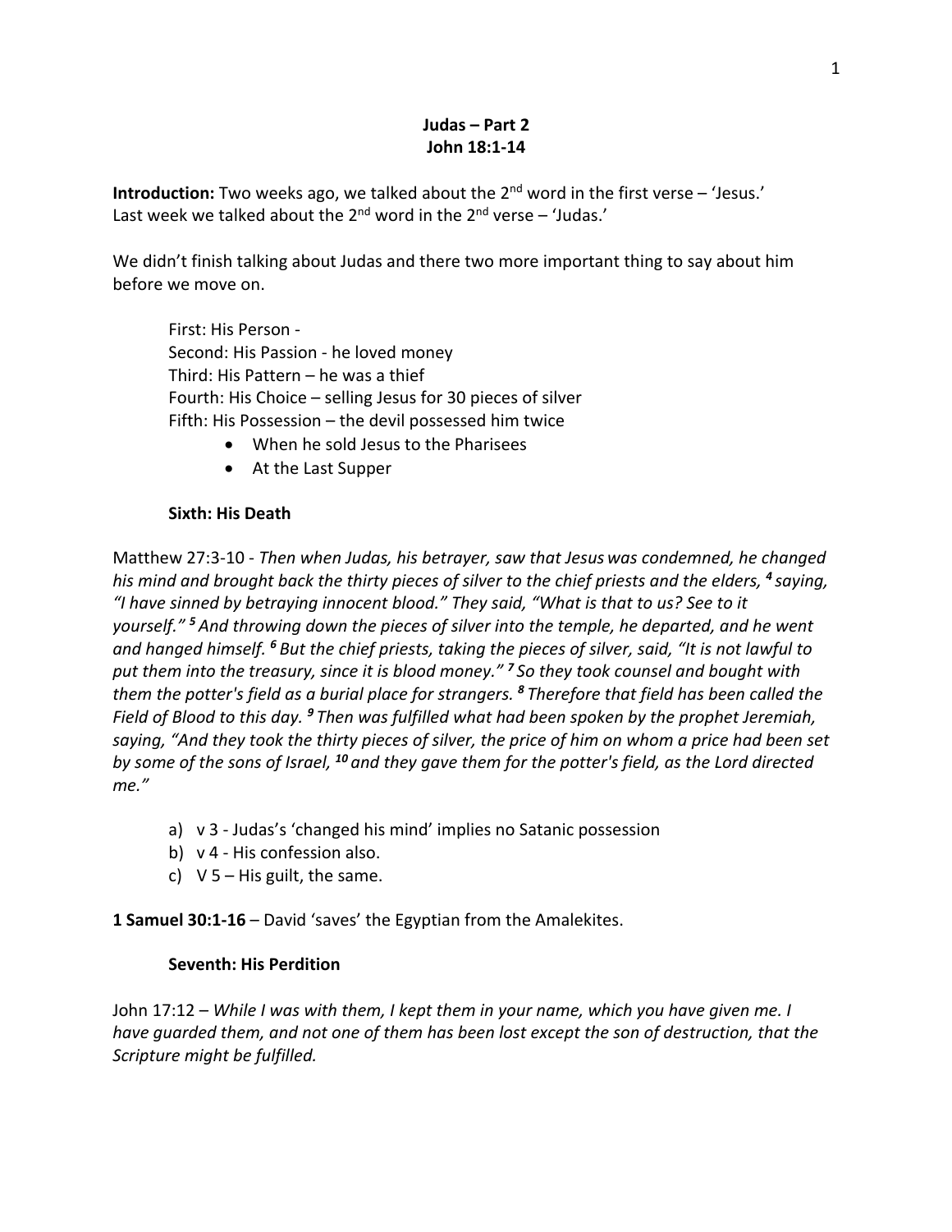**Judas – Part 2**
**John 18:1-14**

**Introduction:** Two weeks ago, we talked about the 2nd word in the first verse – 'Jesus.'
Last week we talked about the 2nd word in the 2nd verse – 'Judas.'

We didn't finish talking about Judas and there two more important thing to say about him before we move on.

First: His Person -
Second: His Passion - he loved money
Third: His Pattern – he was a thief
Fourth: His Choice – selling Jesus for 30 pieces of silver
Fifth: His Possession – the devil possessed him twice

- When he sold Jesus to the Pharisees
- At the Last Supper

**Sixth: His Death**

Matthew 27:3-10 - *Then when Judas, his betrayer, saw that Jesus was condemned, he changed his mind and brought back the thirty pieces of silver to the chief priests and the elders,* ***4*** *saying, "I have sinned by betraying innocent blood." They said, "What is that to us? See to it yourself."* ***5*** *And throwing down the pieces of silver into the temple, he departed, and he went and hanged himself.* ***6*** *But the chief priests, taking the pieces of silver, said, "It is not lawful to put them into the treasury, since it is blood money."* ***7*** *So they took counsel and bought with them the potter's field as a burial place for strangers.* ***8*** *Therefore that field has been called the Field of Blood to this day.* ***9*** *Then was fulfilled what had been spoken by the prophet Jeremiah, saying, "And they took the thirty pieces of silver, the price of him on whom a price had been set by some of the sons of Israel,* ***10*** *and they gave them for the potter's field, as the Lord directed me."*

a) v 3 - Judas's 'changed his mind' implies no Satanic possession
b) v 4 - His confession also.
c) V 5 – His guilt, the same.

**1 Samuel 30:1-16** – David 'saves' the Egyptian from the Amalekites.

**Seventh: His Perdition**

John 17:12 – *While I was with them, I kept them in your name, which you have given me. I have guarded them, and not one of them has been lost except the son of destruction, that the Scripture might be fulfilled.*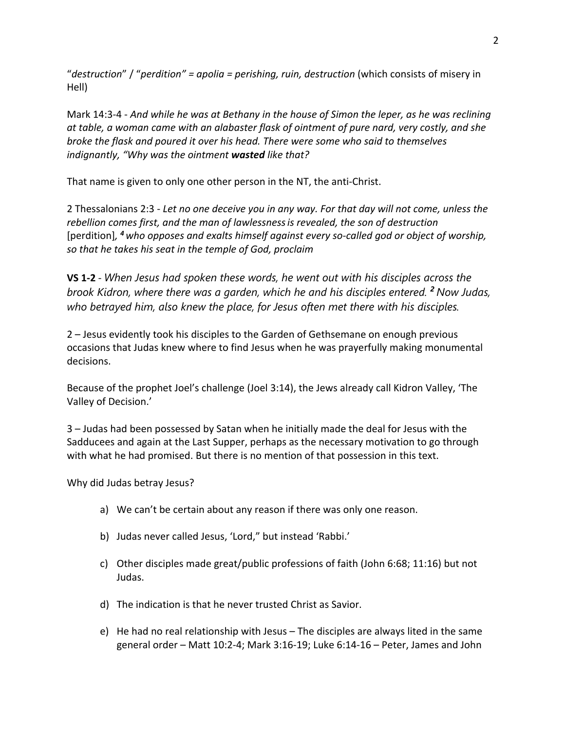"*destruction*" / "*perdition" = apolia = perishing, ruin, destruction* (which consists of misery in Hell)

Mark 14:3-4 - *And while he was at Bethany in the house of Simon the leper, as he was reclining at table, a woman came with an alabaster flask of ointment of pure nard, very costly, and she broke the flask and poured it over his head. There were some who said to themselves indignantly, "Why was the ointment **wasted** like that?*

That name is given to only one other person in the NT, the anti-Christ.

2 Thessalonians 2:3 - *Let no one deceive you in any way. For that day will not come, unless the rebellion comes first, and the man of lawlessness is revealed, the son of destruction* [perdition]*, **4** who opposes and exalts himself against every so-called god or object of worship, so that he takes his seat in the temple of God, proclaim*

**VS 1-2** - *When Jesus had spoken these words, he went out with his disciples across the brook Kidron, where there was a garden, which he and his disciples entered. **2** Now Judas, who betrayed him, also knew the place, for Jesus often met there with his disciples.*

2 – Jesus evidently took his disciples to the Garden of Gethsemane on enough previous occasions that Judas knew where to find Jesus when he was prayerfully making monumental decisions.

Because of the prophet Joel's challenge (Joel 3:14), the Jews already call Kidron Valley, 'The Valley of Decision.'

3 – Judas had been possessed by Satan when he initially made the deal for Jesus with the Sadducees and again at the Last Supper, perhaps as the necessary motivation to go through with what he had promised. But there is no mention of that possession in this text.

Why did Judas betray Jesus?

a) We can't be certain about any reason if there was only one reason.

b) Judas never called Jesus, 'Lord," but instead 'Rabbi.'

c) Other disciples made great/public professions of faith (John 6:68; 11:16) but not Judas.

d) The indication is that he never trusted Christ as Savior.

e) He had no real relationship with Jesus – The disciples are always lited in the same general order – Matt 10:2-4; Mark 3:16-19; Luke 6:14-16 – Peter, James and John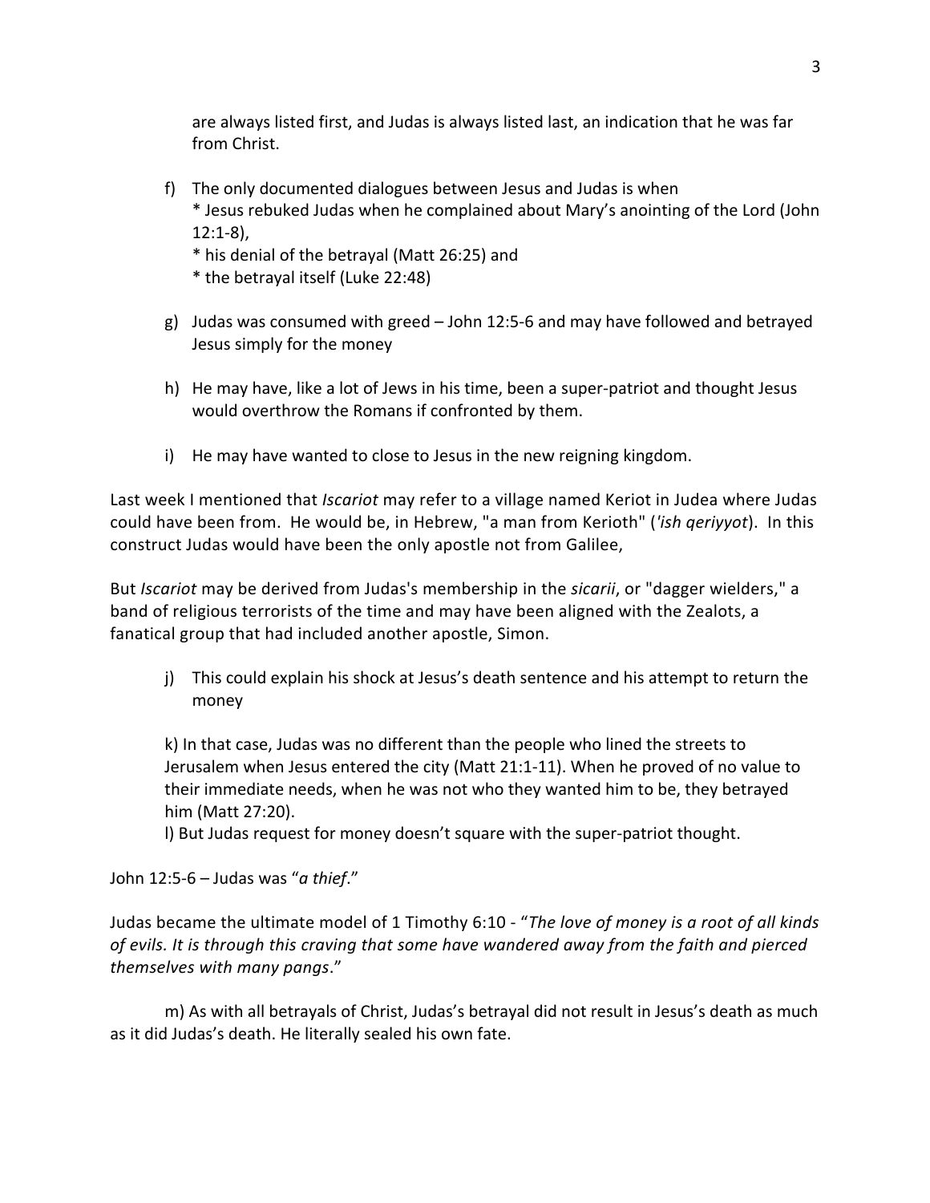are always listed first, and Judas is always listed last, an indication that he was far from Christ.

f) The only documented dialogues between Jesus and Judas is when
   * Jesus rebuked Judas when he complained about Mary's anointing of the Lord (John 12:1-8),
   * his denial of the betrayal (Matt 26:25) and
   * the betrayal itself (Luke 22:48)

g) Judas was consumed with greed – John 12:5-6 and may have followed and betrayed Jesus simply for the money

h) He may have, like a lot of Jews in his time, been a super-patriot and thought Jesus would overthrow the Romans if confronted by them.

i) He may have wanted to close to Jesus in the new reigning kingdom.

Last week I mentioned that *Iscariot* may refer to a village named Keriot in Judea where Judas could have been from. He would be, in Hebrew, "a man from Kerioth" (*'ish qeriyyot*). In this construct Judas would have been the only apostle not from Galilee,

But *Iscariot* may be derived from Judas's membership in the *sicarii*, or "dagger wielders," a band of religious terrorists of the time and may have been aligned with the Zealots, a fanatical group that had included another apostle, Simon.

j) This could explain his shock at Jesus's death sentence and his attempt to return the money

k) In that case, Judas was no different than the people who lined the streets to Jerusalem when Jesus entered the city (Matt 21:1-11). When he proved of no value to their immediate needs, when he was not who they wanted him to be, they betrayed him (Matt 27:20).

l) But Judas request for money doesn't square with the super-patriot thought.

John 12:5-6 – Judas was "*a thief*."

Judas became the ultimate model of 1 Timothy 6:10 - "*The love of money is a root of all kinds of evils. It is through this craving that some have wandered away from the faith and pierced themselves with many pangs*."

m) As with all betrayals of Christ, Judas's betrayal did not result in Jesus's death as much as it did Judas's death. He literally sealed his own fate.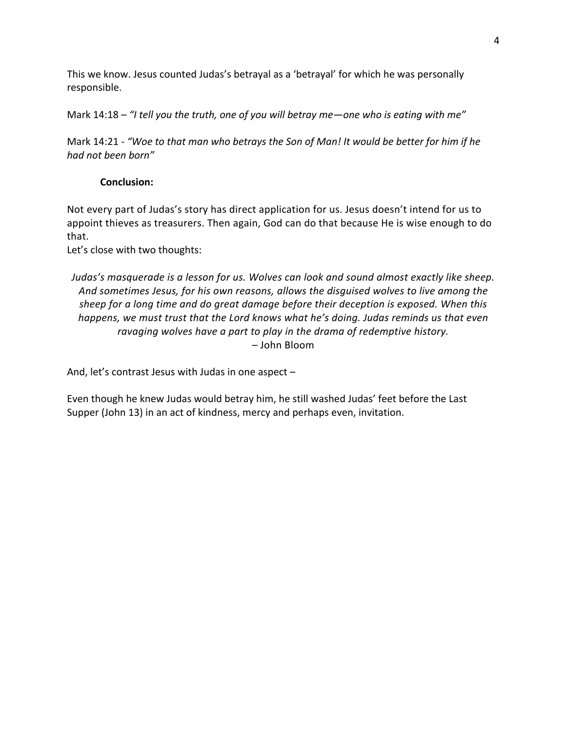This we know. Jesus counted Judas's betrayal as a 'betrayal' for which he was personally responsible.

Mark 14:18 – *"I tell you the truth, one of you will betray me—one who is eating with me"*

Mark 14:21 - *"Woe to that man who betrays the Son of Man! It would be better for him if he had not been born"*

**Conclusion:**

Not every part of Judas's story has direct application for us. Jesus doesn't intend for us to appoint thieves as treasurers. Then again, God can do that because He is wise enough to do that.

Let's close with two thoughts:

> *Judas's masquerade is a lesson for us. Wolves can look and sound almost exactly like sheep. And sometimes Jesus, for his own reasons, allows the disguised wolves to live among the sheep for a long time and do great damage before their deception is exposed. When this happens, we must trust that the Lord knows what he's doing. Judas reminds us that even ravaging wolves have a part to play in the drama of redemptive history.*
>
> – John Bloom

And, let's contrast Jesus with Judas in one aspect –

Even though he knew Judas would betray him, he still washed Judas' feet before the Last Supper (John 13) in an act of kindness, mercy and perhaps even, invitation.